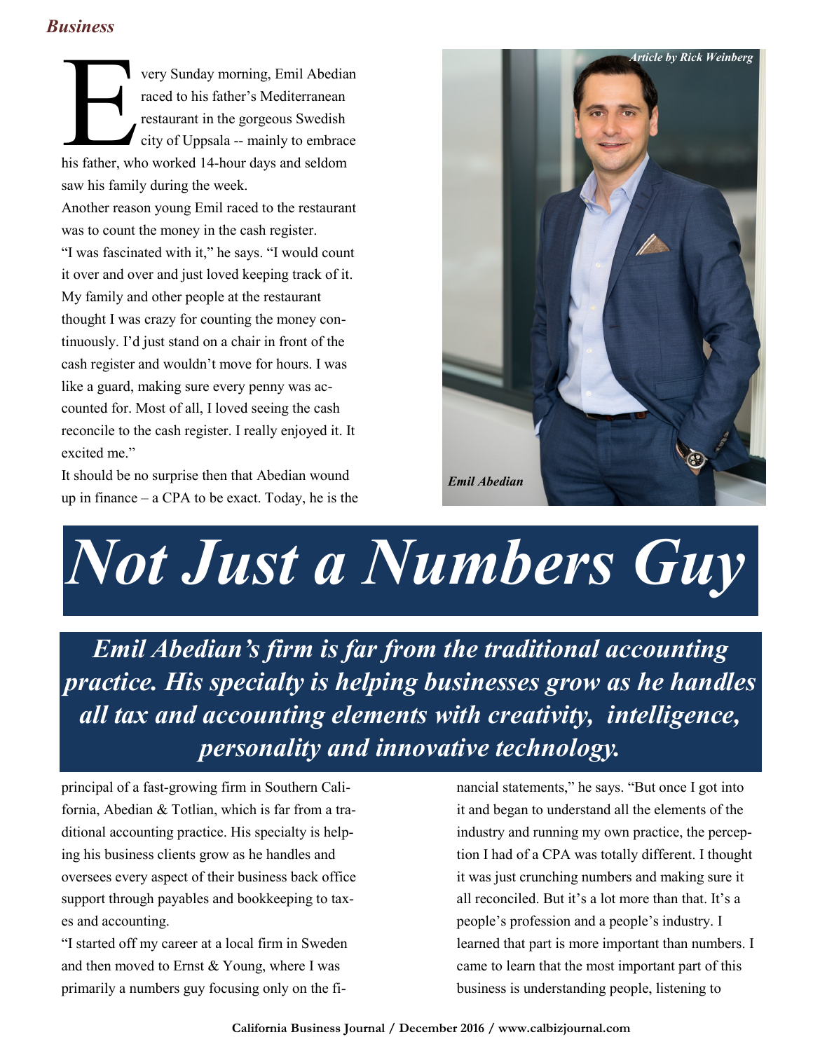*Business*

# Not Just a Numbers Guy

***Emil Abedian's firm is far from the traditional accounting practice. His specialty is helping businesses grow as he handles all tax and accounting elements with creativity, intelligence, personality and innovative technology.***

*Article by Rick Weinberg*

Every Sunday morning, Emil Abedian raced to his father's Mediterranean restaurant in the gorgeous Swedish city of Uppsala -- mainly to embrace his father, who worked 14-hour days and seldom saw his family during the week.

Another reason young Emil raced to the restaurant was to count the money in the cash register.

"I was fascinated with it," he says. "I would count it over and over and just loved keeping track of it. My family and other people at the restaurant thought I was crazy for counting the money continuously. I'd just stand on a chair in front of the cash register and wouldn't move for hours. I was like a guard, making sure every penny was accounted for. Most of all, I loved seeing the cash reconcile to the cash register. I really enjoyed it. It excited me."

It should be no surprise then that Abedian wound up in finance – a CPA to be exact. Today, he is the principal of a fast-growing firm in Southern California, Abedian & Totlian, which is far from a traditional accounting practice. His specialty is helping his business clients grow as he handles and oversees every aspect of their business back office support through payables and bookkeeping to taxes and accounting.

*Emil Abedian*

"I started off my career at a local firm in Sweden and then moved to Ernst & Young, where I was primarily a numbers guy focusing only on the financial statements," he says. "But once I got into it and began to understand all the elements of the industry and running my own practice, the perception I had of a CPA was totally different. I thought it was just crunching numbers and making sure it all reconciled. But it's a lot more than that. It's a people's profession and a people's industry. I learned that part is more important than numbers. I came to learn that the most important part of this business is understanding people, listening to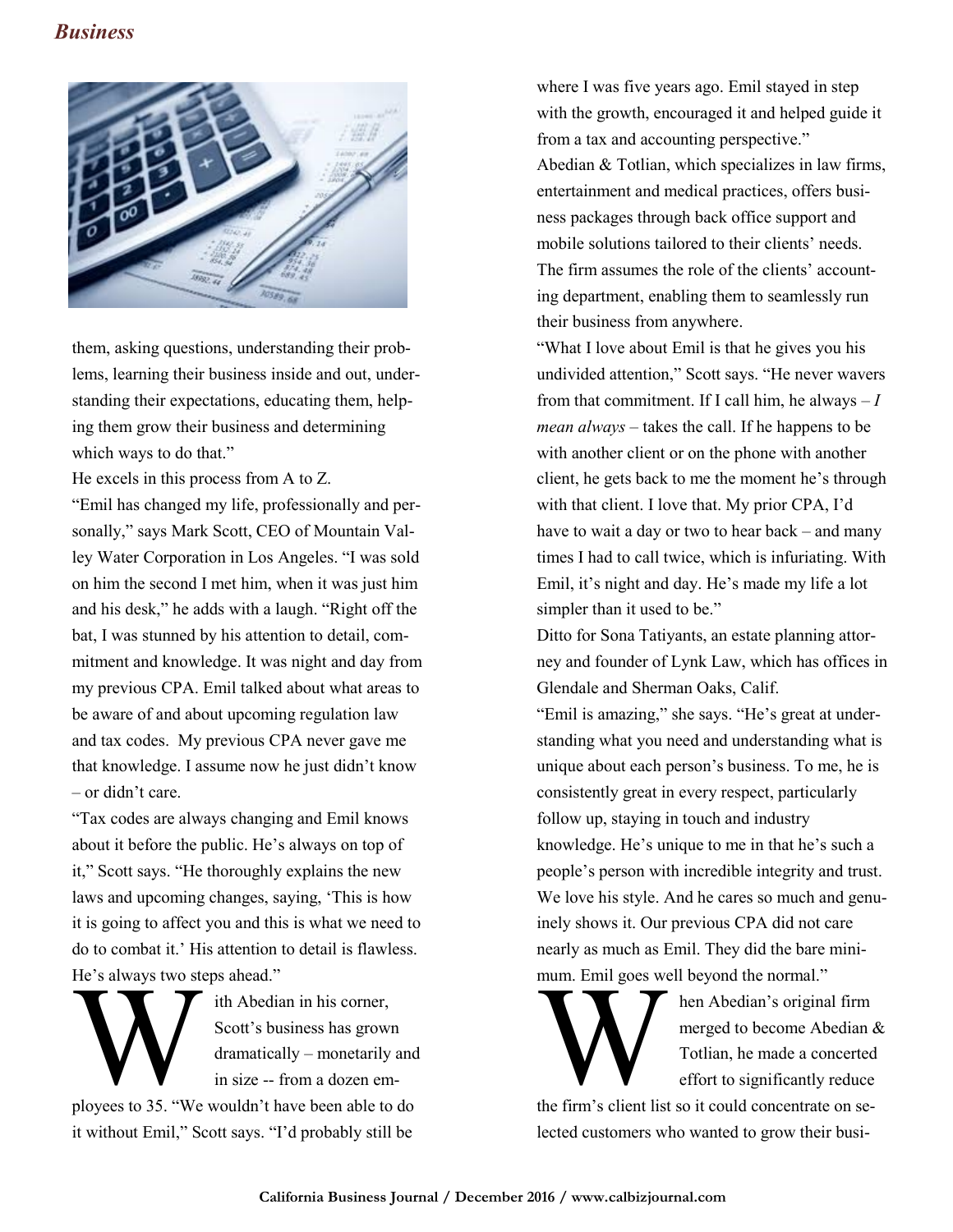them, asking questions, understanding their problems, learning their business inside and out, understanding their expectations, educating them, helping them grow their business and determining which ways to do that."

He excels in this process from A to Z.

"Emil has changed my life, professionally and personally," says Mark Scott, CEO of Mountain Valley Water Corporation in Los Angeles. "I was sold on him the second I met him, when it was just him and his desk," he adds with a laugh. "Right off the bat, I was stunned by his attention to detail, commitment and knowledge. It was night and day from my previous CPA. Emil talked about what areas to be aware of and about upcoming regulation law and tax codes. My previous CPA never gave me that knowledge. I assume now he just didn't know – or didn't care.

"Tax codes are always changing and Emil knows about it before the public. He's always on top of it," Scott says. "He thoroughly explains the new laws and upcoming changes, saying, 'This is how it is going to affect you and this is what we need to do to combat it.' His attention to detail is flawless. He's always two steps ahead."

With Abedian in his corner, Scott's business has grown dramatically – monetarily and in size -- from a dozen employees to 35. "We wouldn't have been able to do it without Emil," Scott says. "I'd probably still be where I was five years ago. Emil stayed in step with the growth, encouraged it and helped guide it from a tax and accounting perspective."

Abedian & Totlian, which specializes in law firms, entertainment and medical practices, offers business packages through back office support and mobile solutions tailored to their clients' needs. The firm assumes the role of the clients' accounting department, enabling them to seamlessly run their business from anywhere.

"What I love about Emil is that he gives you his undivided attention," Scott says. "He never wavers from that commitment. If I call him, he always – *I mean always* – takes the call. If he happens to be with another client or on the phone with another client, he gets back to me the moment he's through with that client. I love that. My prior CPA, I'd have to wait a day or two to hear back – and many times I had to call twice, which is infuriating. With Emil, it's night and day. He's made my life a lot simpler than it used to be."

Ditto for Sona Tatiyants, an estate planning attorney and founder of Lynk Law, which has offices in Glendale and Sherman Oaks, Calif.

"Emil is amazing," she says. "He's great at understanding what you need and understanding what is unique about each person's business. To me, he is consistently great in every respect, particularly follow up, staying in touch and industry knowledge. He's unique to me in that he's such a people's person with incredible integrity and trust. We love his style. And he cares so much and genuinely shows it. Our previous CPA did not care nearly as much as Emil. They did the bare minimum. Emil goes well beyond the normal."

When Abedian's original firm merged to become Abedian & Totlian, he made a concerted effort to significantly reduce the firm's client list so it could concentrate on selected customers who wanted to grow their busi-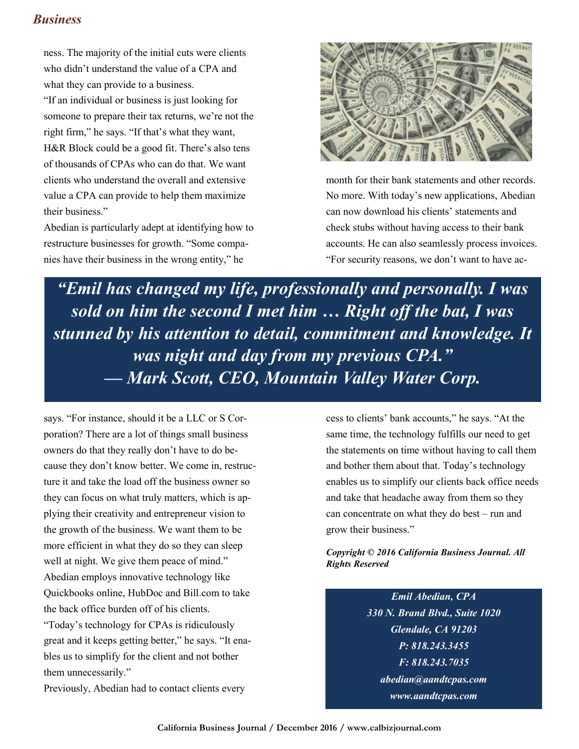ness. The majority of the initial cuts were clients who didn't understand the value of a CPA and what they can provide to a business.

"If an individual or business is just looking for someone to prepare their tax returns, we're not the right firm," he says. "If that's what they want, H&R Block could be a good fit. There's also tens of thousands of CPAs who can do that. We want clients who understand the overall and extensive value a CPA can provide to help them maximize their business."

Abedian is particularly adept at identifying how to restructure businesses for growth. "Some companies have their business in the wrong entity," he says. "For instance, should it be a LLC or S Corporation? There are a lot of things small business owners do that they really don't have to do because they don't know better. We come in, restructure it and take the load off the business owner so they can focus on what truly matters, which is applying their creativity and entrepreneur vision to the growth of the business. We want them to be more efficient in what they do so they can sleep well at night. We give them peace of mind."

Abedian employs innovative technology like Quickbooks online, HubDoc and Bill.com to take the back office burden off of his clients.

"Today's technology for CPAs is ridiculously great and it keeps getting better," he says. "It enables us to simplify for the client and not bother them unnecessarily."

Previously, Abedian had to contact clients every month for their bank statements and other records. No more. With today's new applications, Abedian can now download his clients' statements and check stubs without having access to their bank accounts. He can also seamlessly process invoices. "For security reasons, we don't want to have access to clients' bank accounts," he says. "At the same time, the technology fulfills our need to get the statements on time without having to call them and bother them about that. Today's technology enables us to simplify our clients back office needs and take that headache away from them so they can concentrate on what they do best – run and grow their business."

***"Emil has changed my life, professionally and personally. I was sold on him the second I met him … Right off the bat, I was stunned by his attention to detail, commitment and knowledge. It was night and day from my previous CPA." — Mark Scott, CEO, Mountain Valley Water Corp.***

***Copyright © 2016 California Business Journal. All Rights Reserved***

***Emil Abedian, CPA***
***330 N. Brand Blvd., Suite 1020***
***Glendale, CA 91203***
***P: 818.243.3455***
***F: 818.243.7035***
***abedian@aandtcpas.com***
***www.aandtcpas.com***